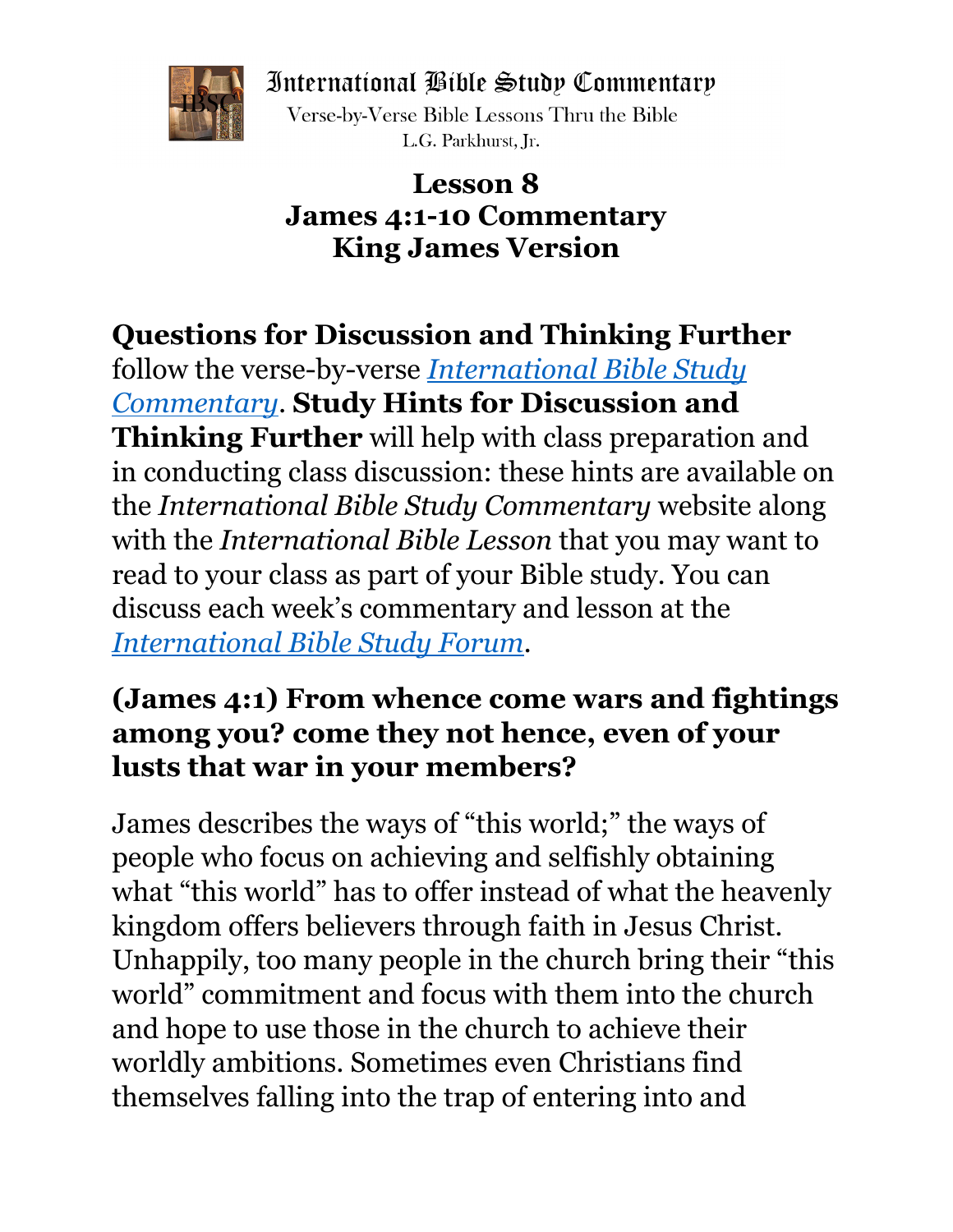International Bible Study Commentary

Verse-by-Verse Bible Lessons Thru the Bible

L.G. Parkhurst, Jr.

# Lesson 8
# James 4:1-10 Commentary
# King James Version

**Questions for Discussion and Thinking Further** follow the verse-by-verse *International Bible Study Commentary*. **Study Hints for Discussion and Thinking Further** will help with class preparation and in conducting class discussion: these hints are available on the *International Bible Study Commentary* website along with the *International Bible Lesson* that you may want to read to your class as part of your Bible study. You can discuss each week's commentary and lesson at the *International Bible Study Forum*.

## (James 4:1) From whence come wars and fightings among you? come they not hence, even of your lusts that war in your members?

James describes the ways of "this world;" the ways of people who focus on achieving and selfishly obtaining what "this world" has to offer instead of what the heavenly kingdom offers believers through faith in Jesus Christ. Unhappily, too many people in the church bring their "this world" commitment and focus with them into the church and hope to use those in the church to achieve their worldly ambitions. Sometimes even Christians find themselves falling into the trap of entering into and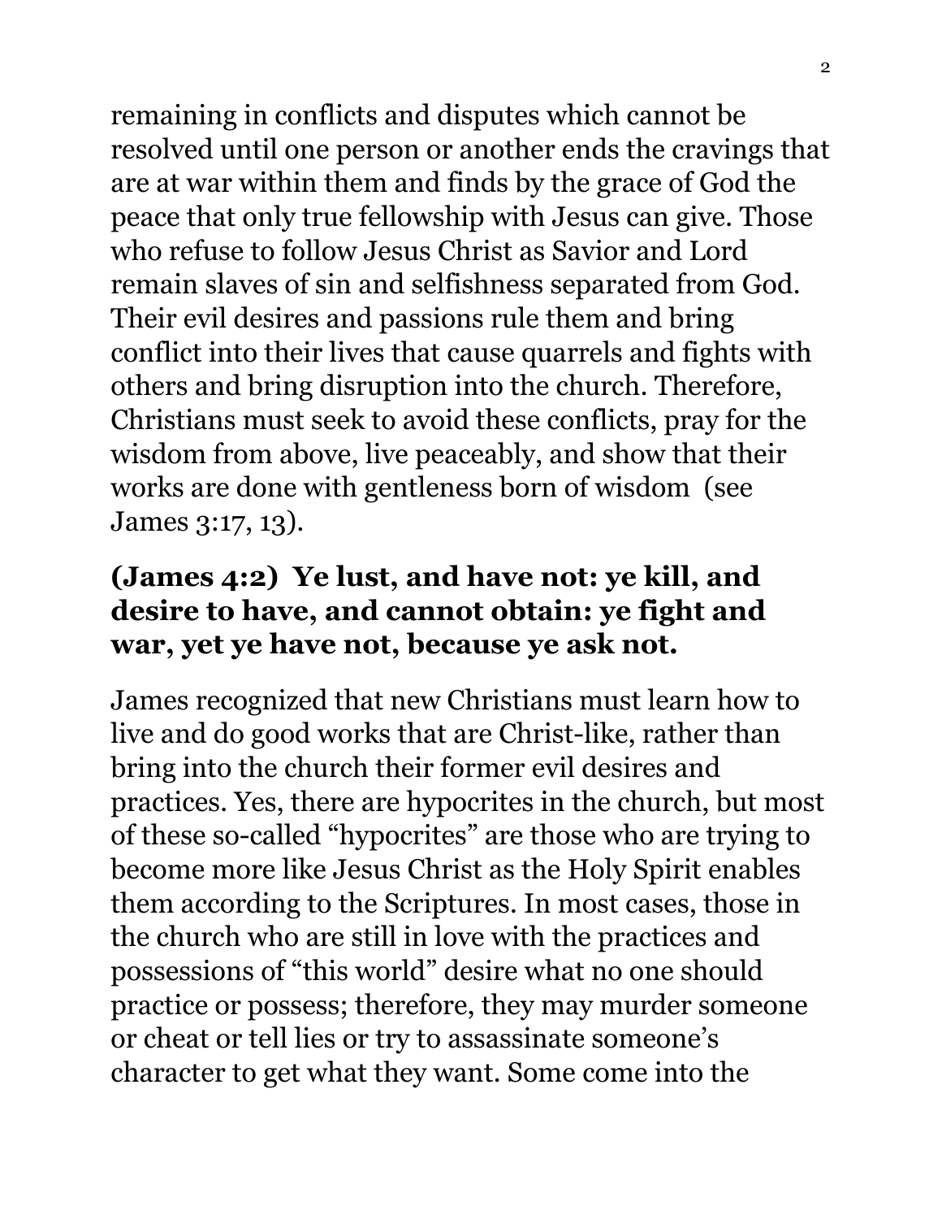remaining in conflicts and disputes which cannot be resolved until one person or another ends the cravings that are at war within them and finds by the grace of God the peace that only true fellowship with Jesus can give. Those who refuse to follow Jesus Christ as Savior and Lord remain slaves of sin and selfishness separated from God. Their evil desires and passions rule them and bring conflict into their lives that cause quarrels and fights with others and bring disruption into the church. Therefore, Christians must seek to avoid these conflicts, pray for the wisdom from above, live peaceably, and show that their works are done with gentleness born of wisdom (see James 3:17, 13).

### (James 4:2) Ye lust, and have not: ye kill, and desire to have, and cannot obtain: ye fight and war, yet ye have not, because ye ask not.

James recognized that new Christians must learn how to live and do good works that are Christ-like, rather than bring into the church their former evil desires and practices. Yes, there are hypocrites in the church, but most of these so-called "hypocrites" are those who are trying to become more like Jesus Christ as the Holy Spirit enables them according to the Scriptures. In most cases, those in the church who are still in love with the practices and possessions of "this world" desire what no one should practice or possess; therefore, they may murder someone or cheat or tell lies or try to assassinate someone's character to get what they want. Some come into the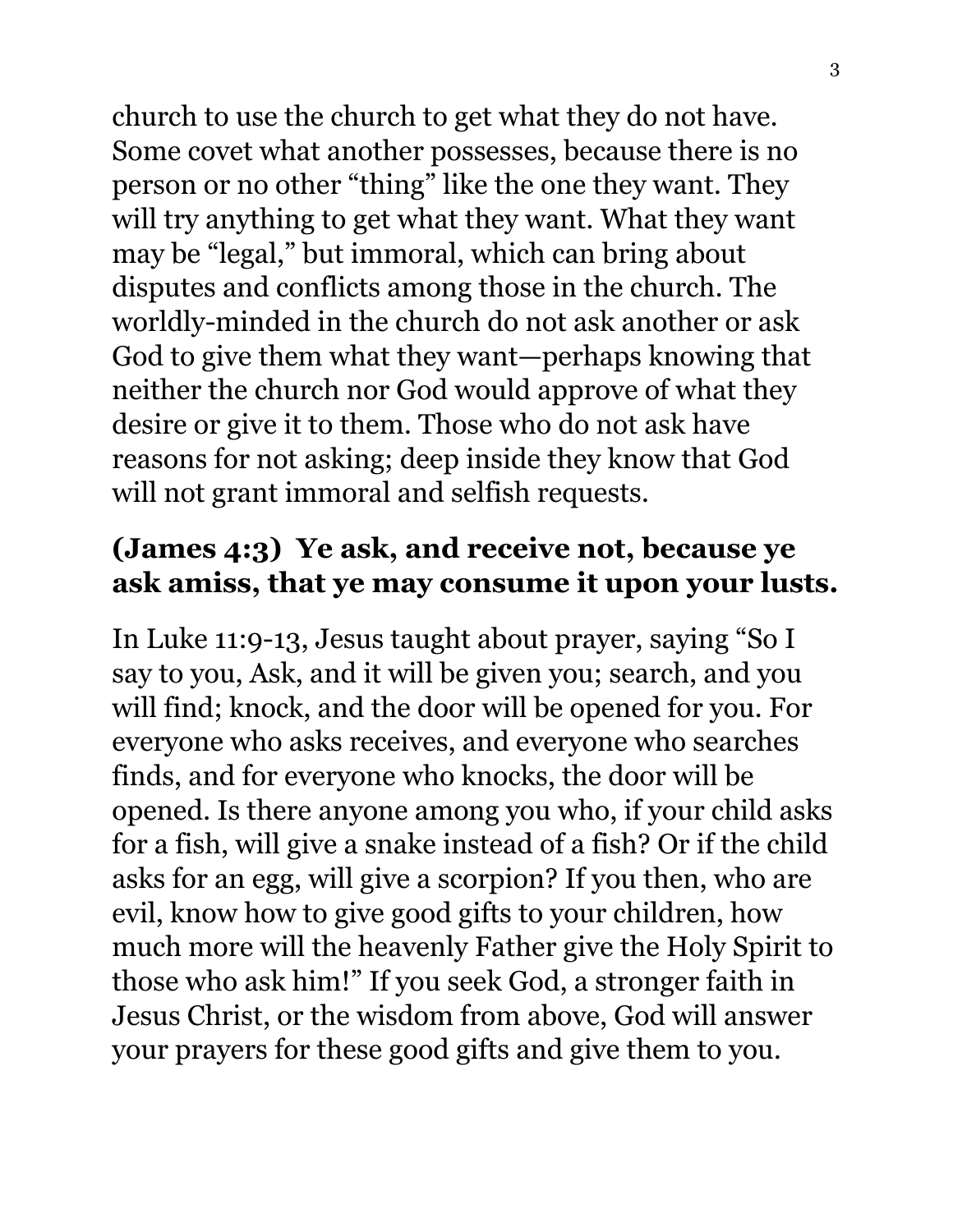church to use the church to get what they do not have. Some covet what another possesses, because there is no person or no other "thing" like the one they want. They will try anything to get what they want. What they want may be "legal," but immoral, which can bring about disputes and conflicts among those in the church. The worldly-minded in the church do not ask another or ask God to give them what they want—perhaps knowing that neither the church nor God would approve of what they desire or give it to them. Those who do not ask have reasons for not asking; deep inside they know that God will not grant immoral and selfish requests.

**(James 4:3) Ye ask, and receive not, because ye ask amiss, that ye may consume it upon your lusts.**

In Luke 11:9-13, Jesus taught about prayer, saying "So I say to you, Ask, and it will be given you; search, and you will find; knock, and the door will be opened for you. For everyone who asks receives, and everyone who searches finds, and for everyone who knocks, the door will be opened. Is there anyone among you who, if your child asks for a fish, will give a snake instead of a fish? Or if the child asks for an egg, will give a scorpion? If you then, who are evil, know how to give good gifts to your children, how much more will the heavenly Father give the Holy Spirit to those who ask him!" If you seek God, a stronger faith in Jesus Christ, or the wisdom from above, God will answer your prayers for these good gifts and give them to you.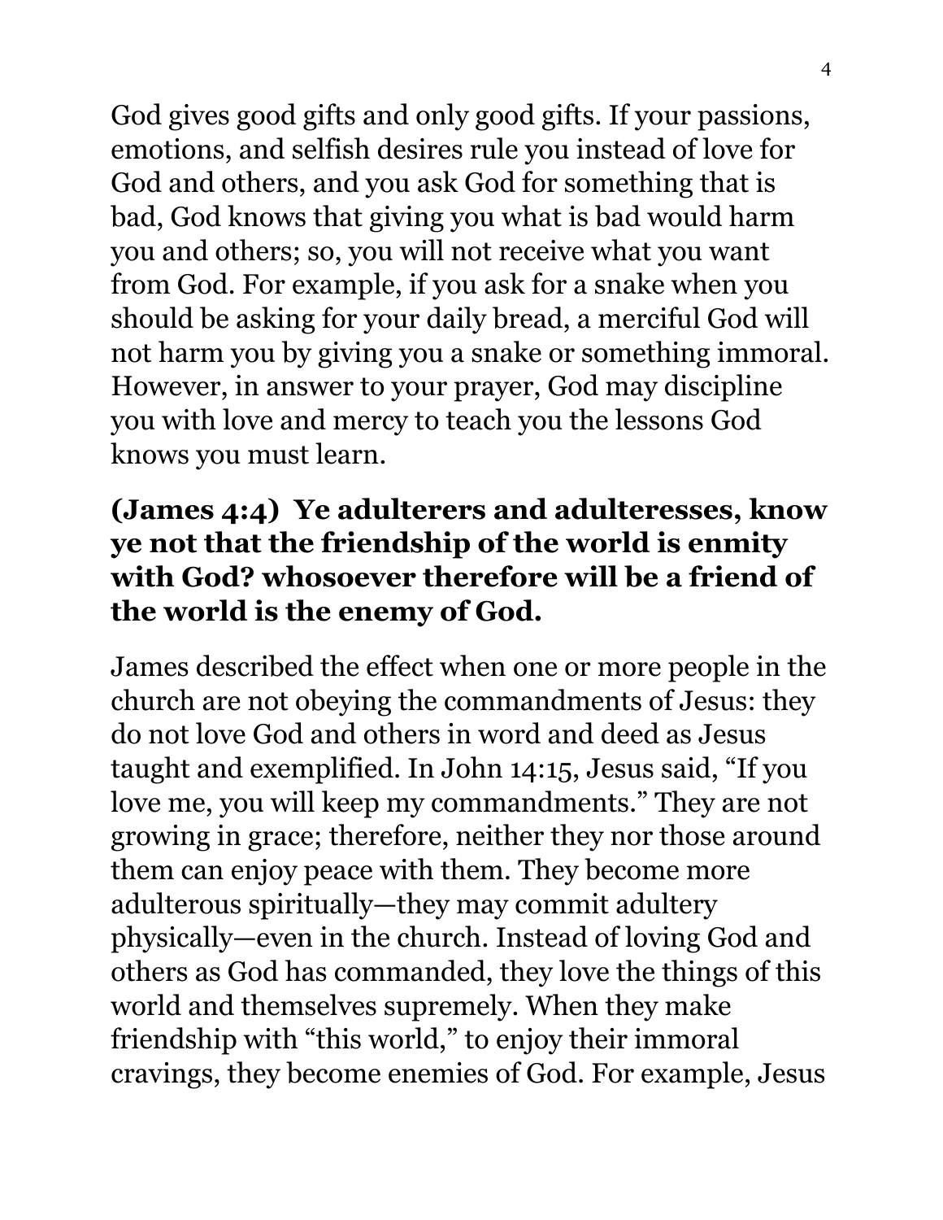God gives good gifts and only good gifts. If your passions, emotions, and selfish desires rule you instead of love for God and others, and you ask God for something that is bad, God knows that giving you what is bad would harm you and others; so, you will not receive what you want from God. For example, if you ask for a snake when you should be asking for your daily bread, a merciful God will not harm you by giving you a snake or something immoral. However, in answer to your prayer, God may discipline you with love and mercy to teach you the lessons God knows you must learn.

**(James 4:4) Ye adulterers and adulteresses, know ye not that the friendship of the world is enmity with God? whosoever therefore will be a friend of the world is the enemy of God.**

James described the effect when one or more people in the church are not obeying the commandments of Jesus: they do not love God and others in word and deed as Jesus taught and exemplified. In John 14:15, Jesus said, "If you love me, you will keep my commandments." They are not growing in grace; therefore, neither they nor those around them can enjoy peace with them. They become more adulterous spiritually—they may commit adultery physically—even in the church. Instead of loving God and others as God has commanded, they love the things of this world and themselves supremely. When they make friendship with "this world," to enjoy their immoral cravings, they become enemies of God. For example, Jesus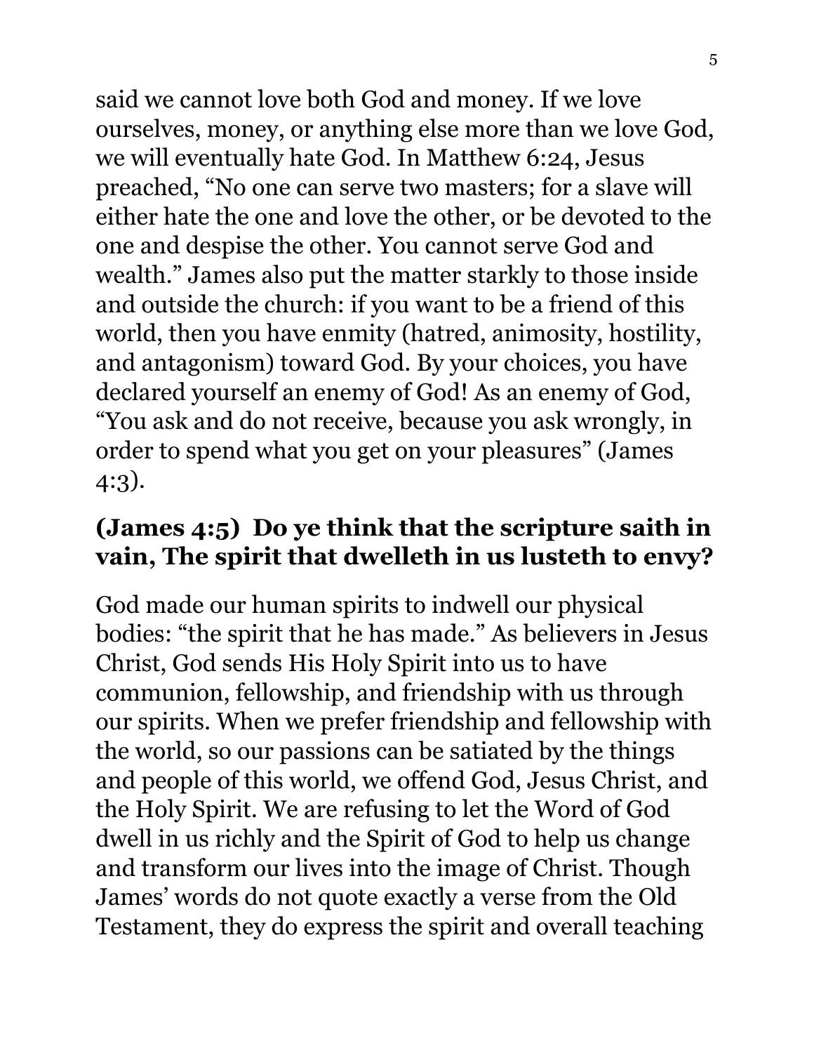said we cannot love both God and money. If we love ourselves, money, or anything else more than we love God, we will eventually hate God. In Matthew 6:24, Jesus preached, "No one can serve two masters; for a slave will either hate the one and love the other, or be devoted to the one and despise the other. You cannot serve God and wealth." James also put the matter starkly to those inside and outside the church: if you want to be a friend of this world, then you have enmity (hatred, animosity, hostility, and antagonism) toward God. By your choices, you have declared yourself an enemy of God! As an enemy of God, "You ask and do not receive, because you ask wrongly, in order to spend what you get on your pleasures" (James 4:3).

**(James 4:5) Do ye think that the scripture saith in vain, The spirit that dwelleth in us lusteth to envy?**

God made our human spirits to indwell our physical bodies: "the spirit that he has made." As believers in Jesus Christ, God sends His Holy Spirit into us to have communion, fellowship, and friendship with us through our spirits. When we prefer friendship and fellowship with the world, so our passions can be satiated by the things and people of this world, we offend God, Jesus Christ, and the Holy Spirit. We are refusing to let the Word of God dwell in us richly and the Spirit of God to help us change and transform our lives into the image of Christ. Though James' words do not quote exactly a verse from the Old Testament, they do express the spirit and overall teaching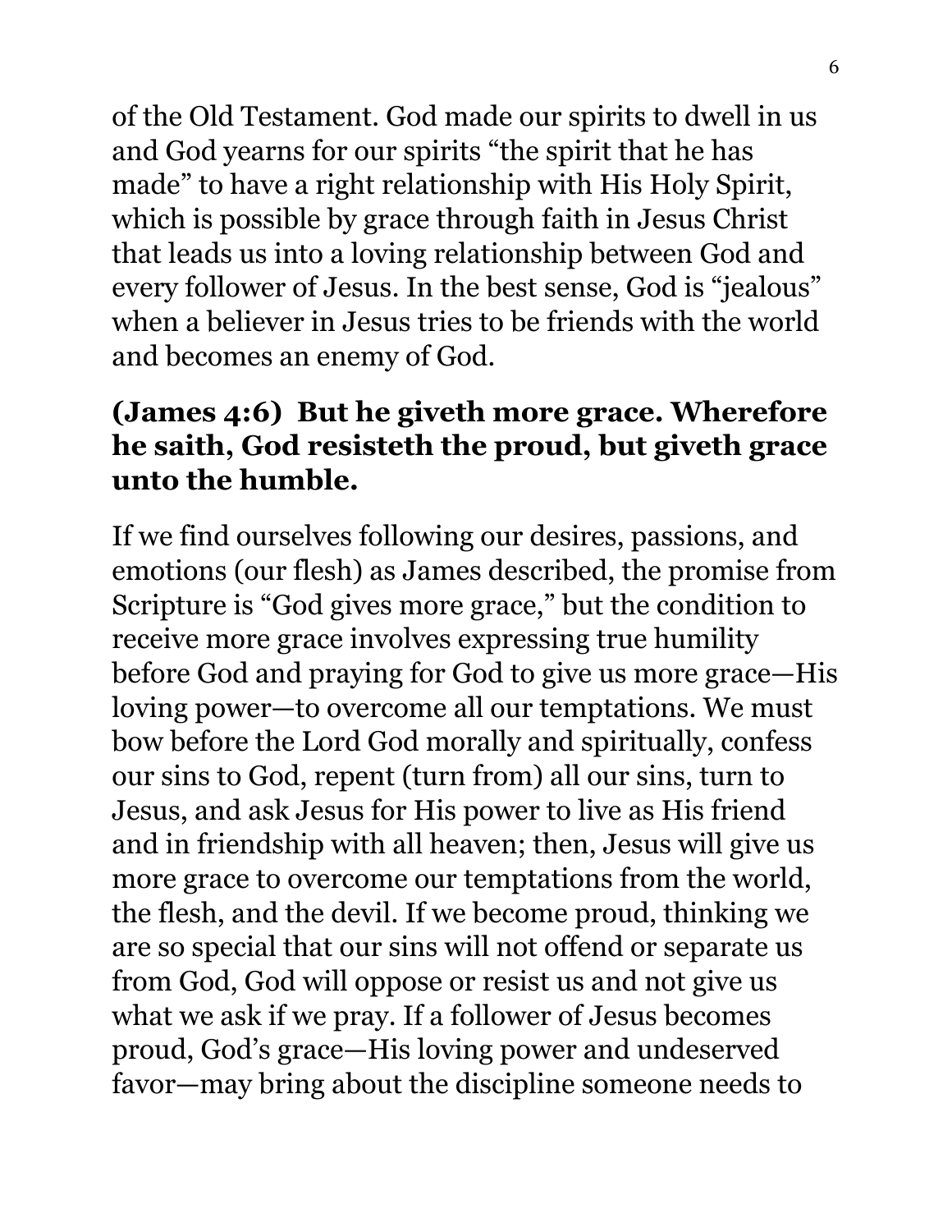of the Old Testament. God made our spirits to dwell in us and God yearns for our spirits "the spirit that he has made" to have a right relationship with His Holy Spirit, which is possible by grace through faith in Jesus Christ that leads us into a loving relationship between God and every follower of Jesus. In the best sense, God is "jealous" when a believer in Jesus tries to be friends with the world and becomes an enemy of God.

**(James 4:6) But he giveth more grace. Wherefore he saith, God resisteth the proud, but giveth grace unto the humble.**

If we find ourselves following our desires, passions, and emotions (our flesh) as James described, the promise from Scripture is "God gives more grace," but the condition to receive more grace involves expressing true humility before God and praying for God to give us more grace—His loving power—to overcome all our temptations. We must bow before the Lord God morally and spiritually, confess our sins to God, repent (turn from) all our sins, turn to Jesus, and ask Jesus for His power to live as His friend and in friendship with all heaven; then, Jesus will give us more grace to overcome our temptations from the world, the flesh, and the devil. If we become proud, thinking we are so special that our sins will not offend or separate us from God, God will oppose or resist us and not give us what we ask if we pray. If a follower of Jesus becomes proud, God's grace—His loving power and undeserved favor—may bring about the discipline someone needs to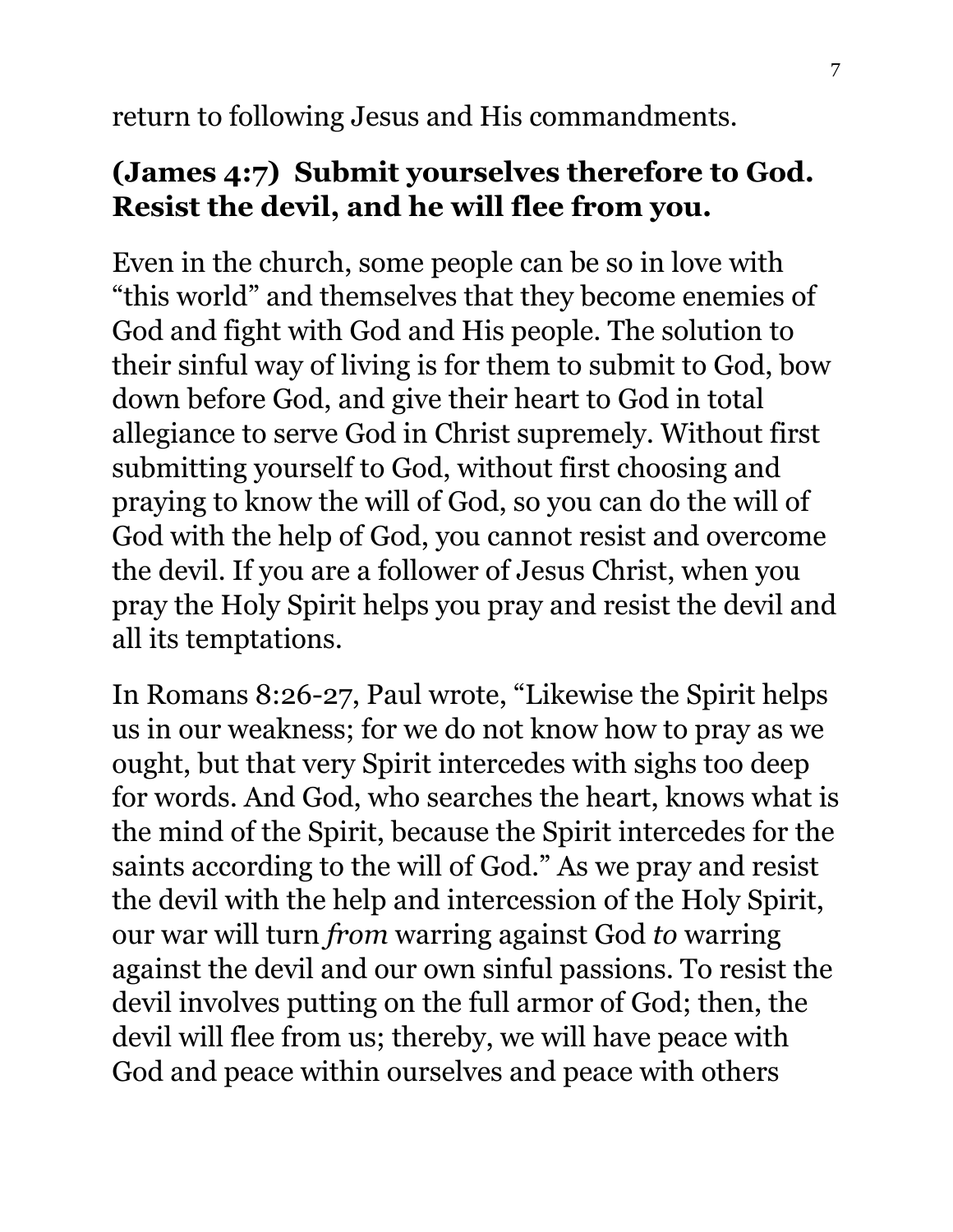return to following Jesus and His commandments.

**(James 4:7) Submit yourselves therefore to God. Resist the devil, and he will flee from you.**

Even in the church, some people can be so in love with "this world" and themselves that they become enemies of God and fight with God and His people. The solution to their sinful way of living is for them to submit to God, bow down before God, and give their heart to God in total allegiance to serve God in Christ supremely. Without first submitting yourself to God, without first choosing and praying to know the will of God, so you can do the will of God with the help of God, you cannot resist and overcome the devil. If you are a follower of Jesus Christ, when you pray the Holy Spirit helps you pray and resist the devil and all its temptations.

In Romans 8:26-27, Paul wrote, "Likewise the Spirit helps us in our weakness; for we do not know how to pray as we ought, but that very Spirit intercedes with sighs too deep for words. And God, who searches the heart, knows what is the mind of the Spirit, because the Spirit intercedes for the saints according to the will of God." As we pray and resist the devil with the help and intercession of the Holy Spirit, our war will turn *from* warring against God *to* warring against the devil and our own sinful passions. To resist the devil involves putting on the full armor of God; then, the devil will flee from us; thereby, we will have peace with God and peace within ourselves and peace with others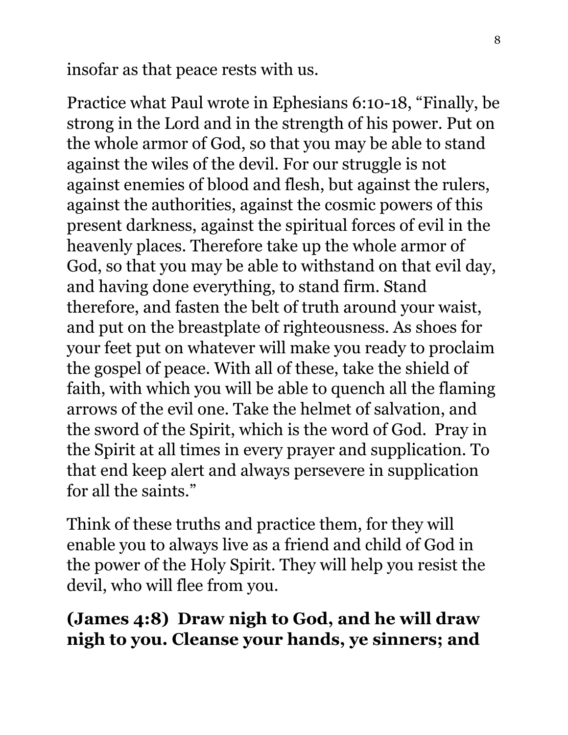insofar as that peace rests with us.

Practice what Paul wrote in Ephesians 6:10-18, “Finally, be strong in the Lord and in the strength of his power. Put on the whole armor of God, so that you may be able to stand against the wiles of the devil. For our struggle is not against enemies of blood and flesh, but against the rulers, against the authorities, against the cosmic powers of this present darkness, against the spiritual forces of evil in the heavenly places. Therefore take up the whole armor of God, so that you may be able to withstand on that evil day, and having done everything, to stand firm. Stand therefore, and fasten the belt of truth around your waist, and put on the breastplate of righteousness. As shoes for your feet put on whatever will make you ready to proclaim the gospel of peace. With all of these, take the shield of faith, with which you will be able to quench all the flaming arrows of the evil one. Take the helmet of salvation, and the sword of the Spirit, which is the word of God. Pray in the Spirit at all times in every prayer and supplication. To that end keep alert and always persevere in supplication for all the saints.”

Think of these truths and practice them, for they will enable you to always live as a friend and child of God in the power of the Holy Spirit. They will help you resist the devil, who will flee from you.

**(James 4:8) Draw nigh to God, and he will draw nigh to you. Cleanse your hands, ye sinners; and**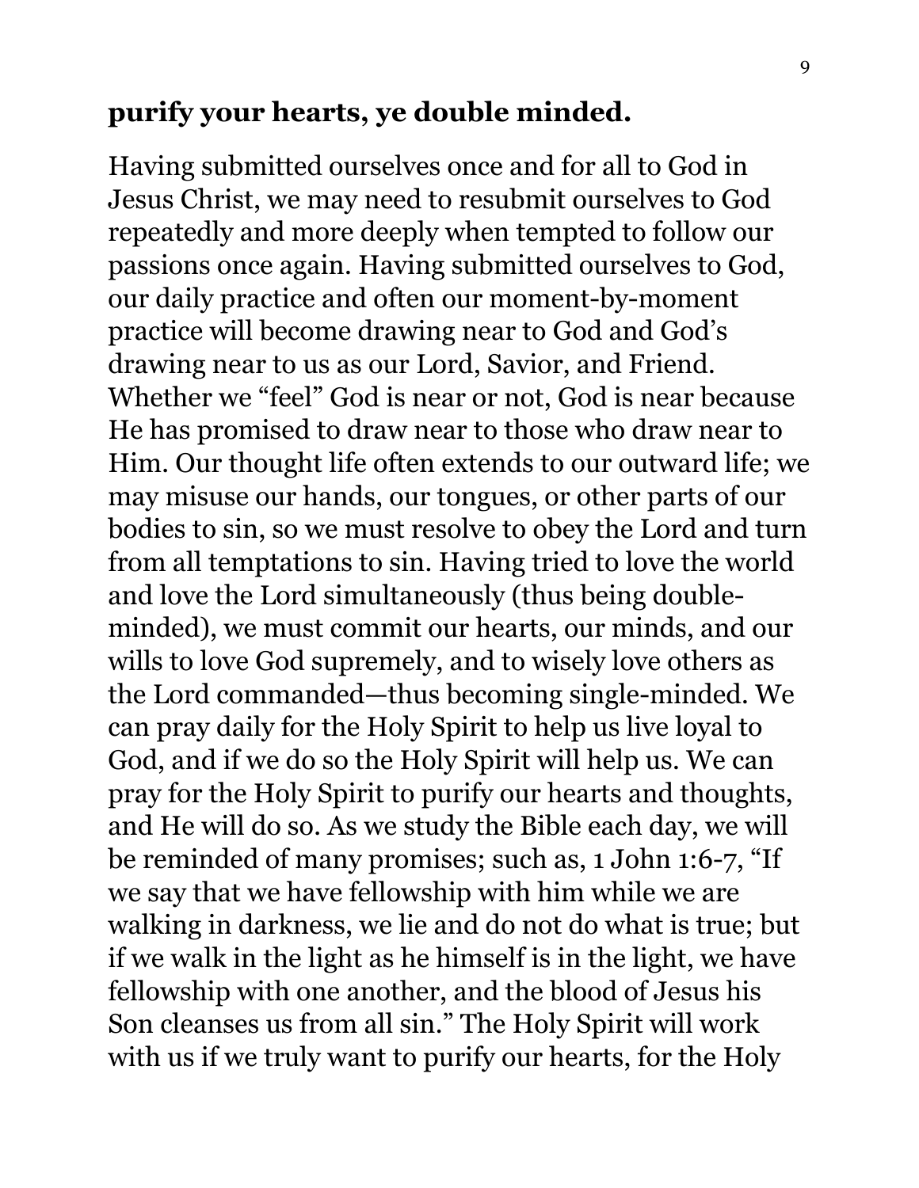**purify your hearts, ye double minded.**

Having submitted ourselves once and for all to God in Jesus Christ, we may need to resubmit ourselves to God repeatedly and more deeply when tempted to follow our passions once again. Having submitted ourselves to God, our daily practice and often our moment-by-moment practice will become drawing near to God and God's drawing near to us as our Lord, Savior, and Friend. Whether we "feel" God is near or not, God is near because He has promised to draw near to those who draw near to Him. Our thought life often extends to our outward life; we may misuse our hands, our tongues, or other parts of our bodies to sin, so we must resolve to obey the Lord and turn from all temptations to sin. Having tried to love the world and love the Lord simultaneously (thus being double-minded), we must commit our hearts, our minds, and our wills to love God supremely, and to wisely love others as the Lord commanded—thus becoming single-minded. We can pray daily for the Holy Spirit to help us live loyal to God, and if we do so the Holy Spirit will help us. We can pray for the Holy Spirit to purify our hearts and thoughts, and He will do so. As we study the Bible each day, we will be reminded of many promises; such as, 1 John 1:6-7, "If we say that we have fellowship with him while we are walking in darkness, we lie and do not do what is true; but if we walk in the light as he himself is in the light, we have fellowship with one another, and the blood of Jesus his Son cleanses us from all sin." The Holy Spirit will work with us if we truly want to purify our hearts, for the Holy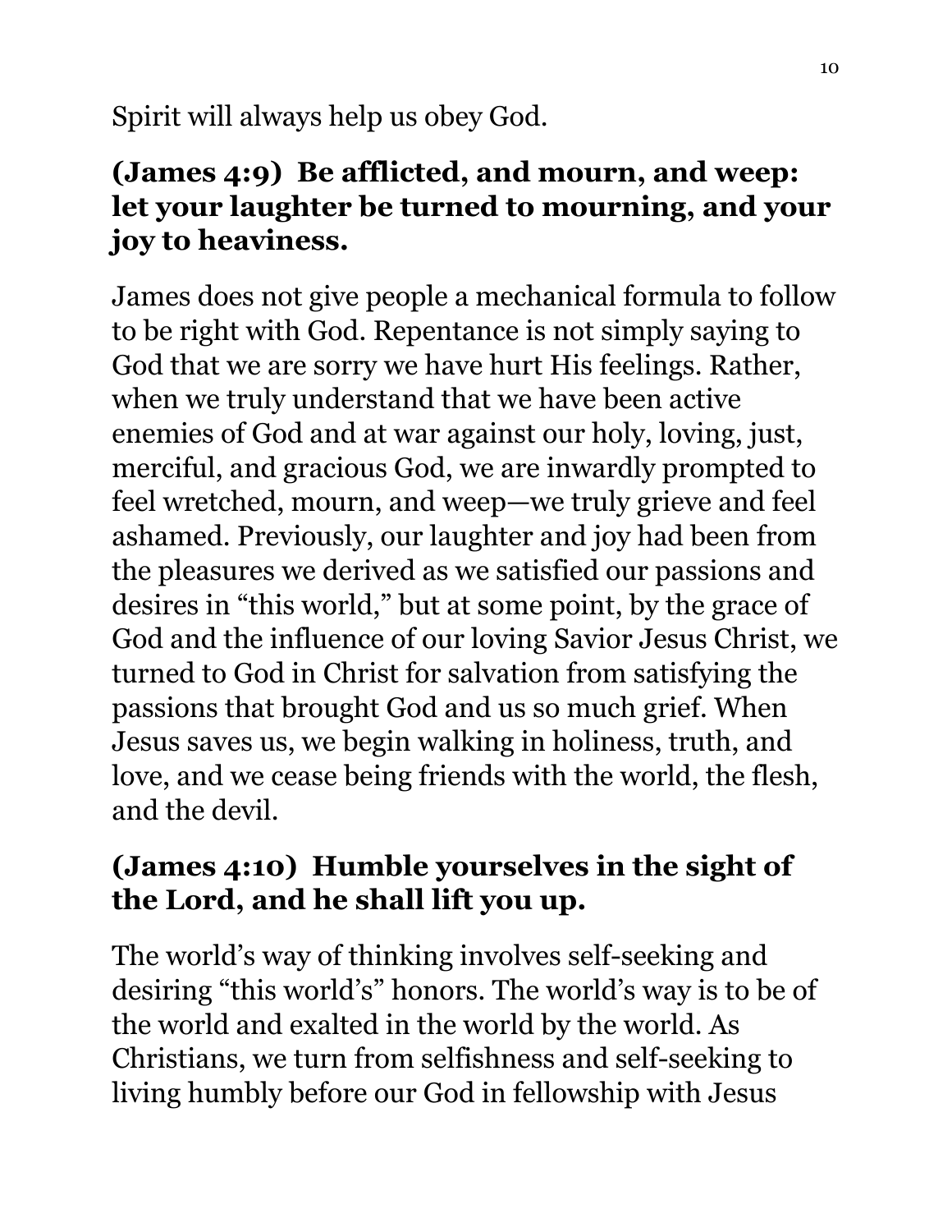Spirit will always help us obey God.

**(James 4:9) Be afflicted, and mourn, and weep: let your laughter be turned to mourning, and your joy to heaviness.**

James does not give people a mechanical formula to follow to be right with God. Repentance is not simply saying to God that we are sorry we have hurt His feelings. Rather, when we truly understand that we have been active enemies of God and at war against our holy, loving, just, merciful, and gracious God, we are inwardly prompted to feel wretched, mourn, and weep—we truly grieve and feel ashamed. Previously, our laughter and joy had been from the pleasures we derived as we satisfied our passions and desires in "this world," but at some point, by the grace of God and the influence of our loving Savior Jesus Christ, we turned to God in Christ for salvation from satisfying the passions that brought God and us so much grief. When Jesus saves us, we begin walking in holiness, truth, and love, and we cease being friends with the world, the flesh, and the devil.

**(James 4:10) Humble yourselves in the sight of the Lord, and he shall lift you up.**

The world's way of thinking involves self-seeking and desiring "this world's" honors. The world's way is to be of the world and exalted in the world by the world. As Christians, we turn from selfishness and self-seeking to living humbly before our God in fellowship with Jesus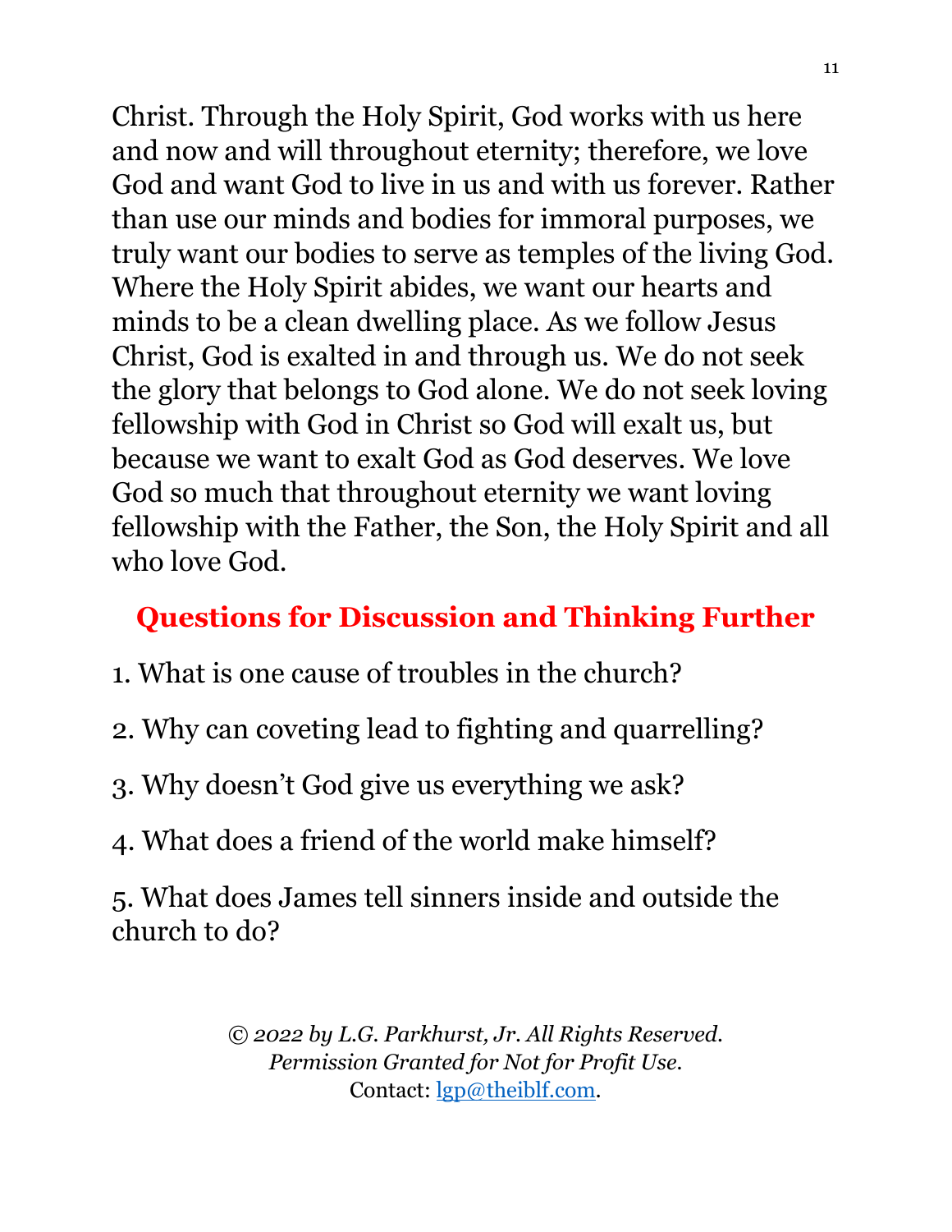Christ. Through the Holy Spirit, God works with us here and now and will throughout eternity; therefore, we love God and want God to live in us and with us forever. Rather than use our minds and bodies for immoral purposes, we truly want our bodies to serve as temples of the living God. Where the Holy Spirit abides, we want our hearts and minds to be a clean dwelling place. As we follow Jesus Christ, God is exalted in and through us. We do not seek the glory that belongs to God alone. We do not seek loving fellowship with God in Christ so God will exalt us, but because we want to exalt God as God deserves. We love God so much that throughout eternity we want loving fellowship with the Father, the Son, the Holy Spirit and all who love God.

## Questions for Discussion and Thinking Further

1. What is one cause of troubles in the church?

2. Why can coveting lead to fighting and quarrelling?

3. Why doesn't God give us everything we ask?

4. What does a friend of the world make himself?

5. What does James tell sinners inside and outside the church to do?

*© 2022 by L.G. Parkhurst, Jr. All Rights Reserved.*
*Permission Granted for Not for Profit Use.*
Contact: lgp@theiblf.com.